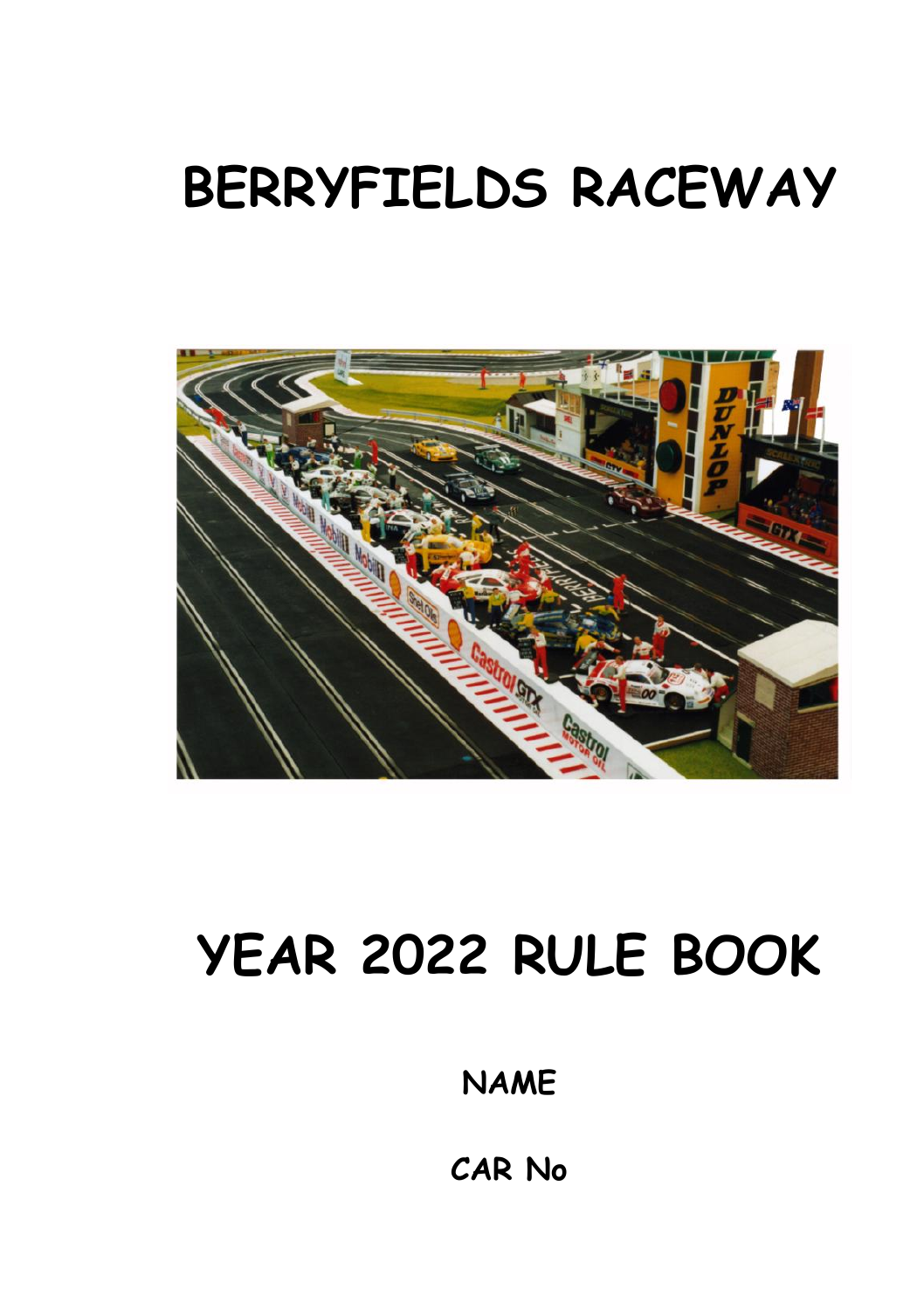# BERRYFIELDS RACEWAY

# YEAR 2022 RULE BOOK

**NAME**

**CAR No**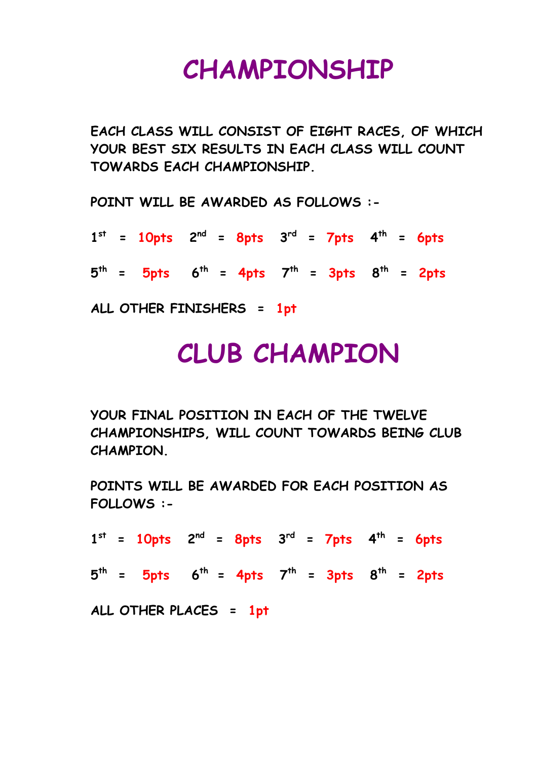# CHAMPIONSHIP

EACH CLASS WILL CONSIST OF EIGHT RACES, OF WHICH YOUR BEST SIX RESULTS IN EACH CLASS WILL COUNT TOWARDS EACH CHAMPIONSHIP.

POINT WILL BE AWARDED AS FOLLOWS :-

1st = 10pts 2nd = 8pts 3rd = 7pts 4th = 6pts

5th = 5pts 6th = 4pts 7th = 3pts 8th = 2pts

ALL OTHER FINISHERS = 1pt

# CLUB CHAMPION

YOUR FINAL POSITION IN EACH OF THE TWELVE CHAMPIONSHIPS, WILL COUNT TOWARDS BEING CLUB CHAMPION.

POINTS WILL BE AWARDED FOR EACH POSITION AS FOLLOWS :-

1st = 10pts 2nd = 8pts 3rd = 7pts 4th = 6pts

5th = 5pts 6th = 4pts 7th = 3pts 8th = 2pts

ALL OTHER PLACES = 1pt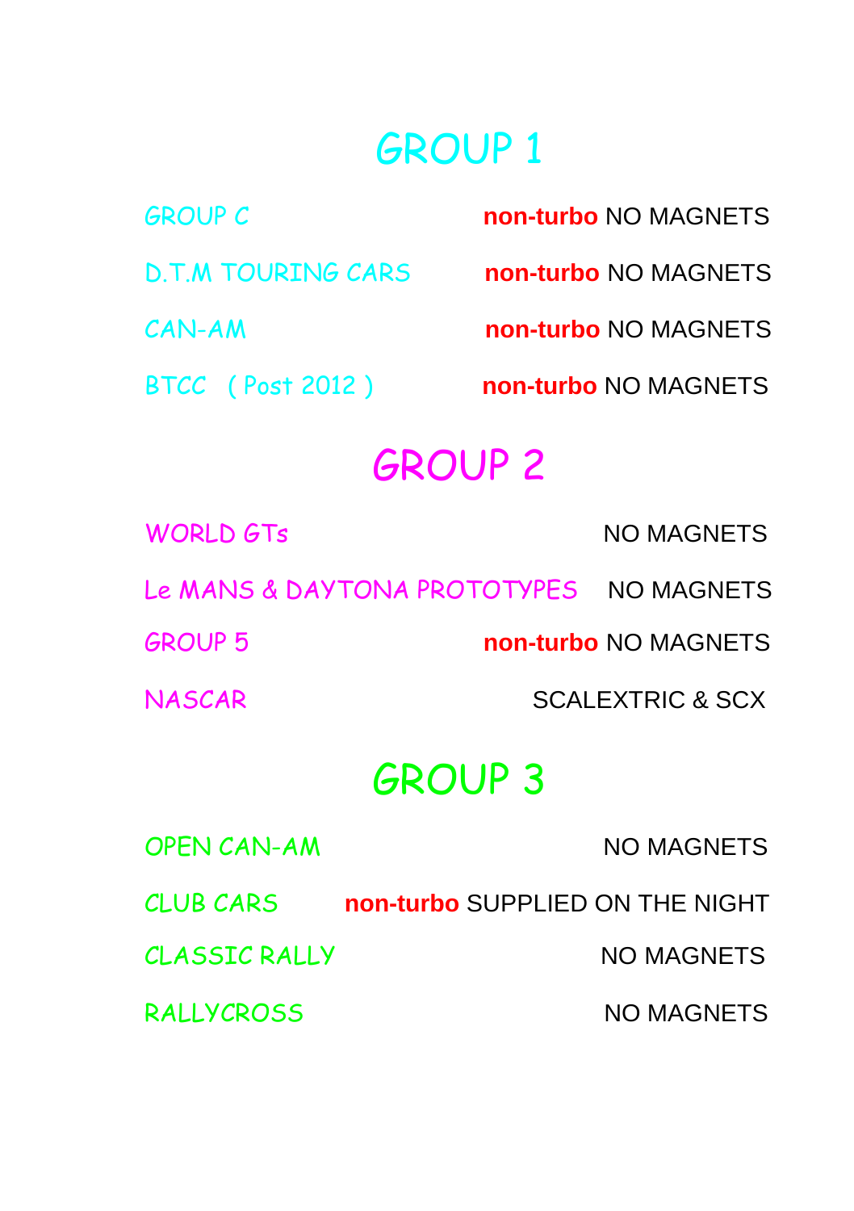# GROUP 1

| | |
|---|---|
| GROUP C | **non-turbo** NO MAGNETS |
| D.T.M TOURING CARS | **non-turbo** NO MAGNETS |
| CAN-AM | **non-turbo** NO MAGNETS |
| BTCC ( Post 2012 ) | **non-turbo** NO MAGNETS |

# GROUP 2

| | |
|---|---|
| WORLD GTs | NO MAGNETS |
| Le MANS & DAYTONA PROTOTYPES | NO MAGNETS |
| GROUP 5 | **non-turbo** NO MAGNETS |
| NASCAR | SCALEXTRIC & SCX |

# GROUP 3

| | |
|---|---|
| OPEN CAN-AM | NO MAGNETS |
| CLUB CARS | **non-turbo** SUPPLIED ON THE NIGHT |
| CLASSIC RALLY | NO MAGNETS |
| RALLYCROSS | NO MAGNETS |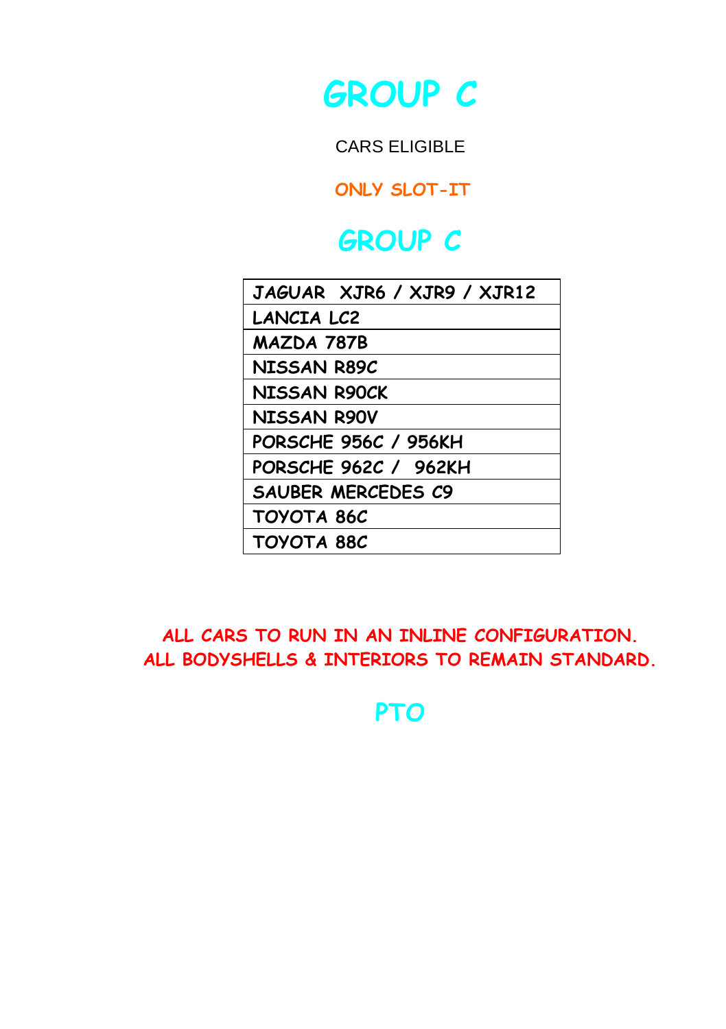# GROUP C

CARS ELIGIBLE

**ONLY SLOT-IT**

## GROUP C

| JAGUAR XJR6 / XJR9 / XJR12 |
|---|
| LANCIA LC2 |
| MAZDA 787B |
| NISSAN R89C |
| NISSAN R90CK |
| NISSAN R90V |
| PORSCHE 956C / 956KH |
| PORSCHE 962C / 962KH |
| SAUBER MERCEDES C9 |
| TOYOTA 86C |
| TOYOTA 88C |

**ALL CARS TO RUN IN AN INLINE CONFIGURATION.**
**ALL BODYSHELLS & INTERIORS TO REMAIN STANDARD.**

**PTO**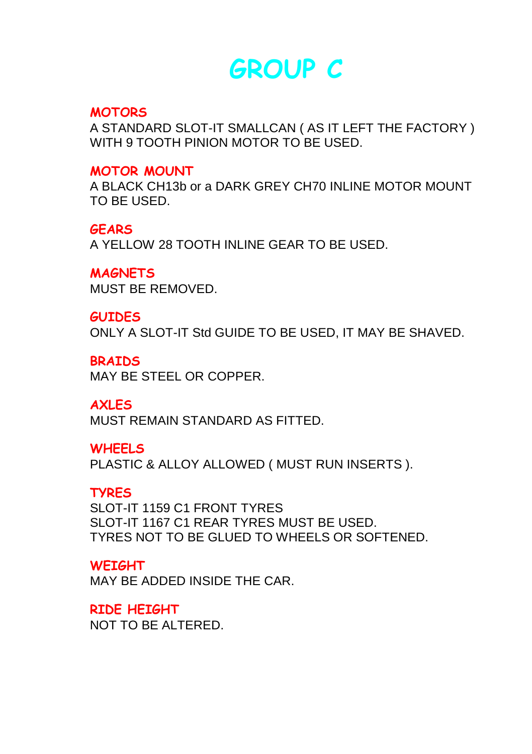# GROUP C

## MOTORS

A STANDARD SLOT-IT SMALLCAN ( AS IT LEFT THE FACTORY ) WITH 9 TOOTH PINION MOTOR TO BE USED.

## MOTOR MOUNT

A BLACK CH13b or a DARK GREY CH70 INLINE MOTOR MOUNT TO BE USED.

## GEARS

A YELLOW 28 TOOTH INLINE GEAR TO BE USED.

## MAGNETS

MUST BE REMOVED.

## GUIDES

ONLY A SLOT-IT Std GUIDE TO BE USED, IT MAY BE SHAVED.

## BRAIDS

MAY BE STEEL OR COPPER.

## AXLES

MUST REMAIN STANDARD AS FITTED.

## WHEELS

PLASTIC & ALLOY ALLOWED ( MUST RUN INSERTS ).

## TYRES

SLOT-IT 1159 C1 FRONT TYRES
SLOT-IT 1167 C1 REAR TYRES MUST BE USED.
TYRES NOT TO BE GLUED TO WHEELS OR SOFTENED.

## WEIGHT

MAY BE ADDED INSIDE THE CAR.

## RIDE HEIGHT

NOT TO BE ALTERED.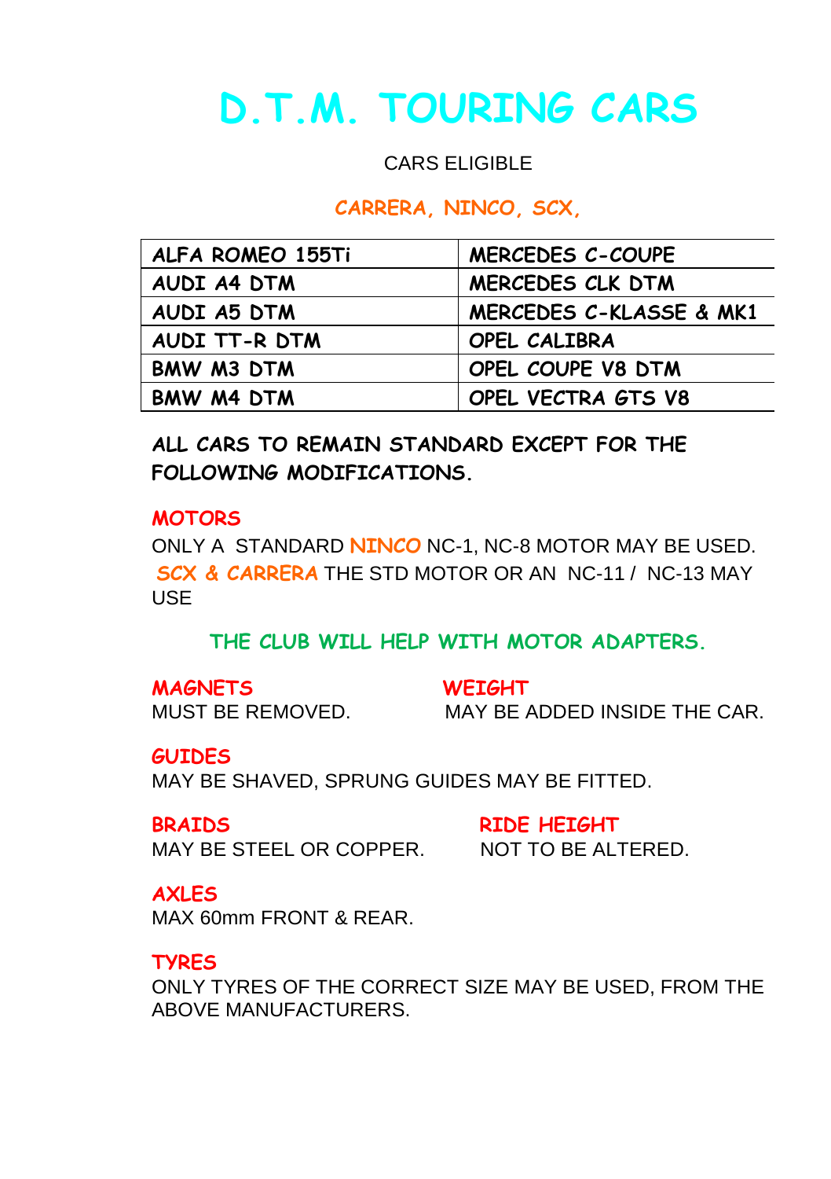# D.T.M. TOURING CARS

CARS ELIGIBLE

**CARRERA, NINCO, SCX,**

| | |
|---|---|
| ALFA ROMEO 155Ti | MERCEDES C-COUPE |
| AUDI A4 DTM | MERCEDES CLK DTM |
| AUDI A5 DTM | MERCEDES C-KLASSE & MK1 |
| AUDI TT-R DTM | OPEL CALIBRA |
| BMW M3 DTM | OPEL COUPE V8 DTM |
| BMW M4 DTM | OPEL VECTRA GTS V8 |

**ALL CARS TO REMAIN STANDARD EXCEPT FOR THE FOLLOWING MODIFICATIONS.**

**MOTORS**

ONLY A STANDARD **NINCO** NC-1, NC-8 MOTOR MAY BE USED. **SCX & CARRERA** THE STD MOTOR OR AN NC-11 / NC-13 MAY USE

**THE CLUB WILL HELP WITH MOTOR ADAPTERS.**

**MAGNETS**

MUST BE REMOVED.

**WEIGHT**

MAY BE ADDED INSIDE THE CAR.

**GUIDES**

MAY BE SHAVED, SPRUNG GUIDES MAY BE FITTED.

**BRAIDS**

MAY BE STEEL OR COPPER.

**RIDE HEIGHT**

NOT TO BE ALTERED.

**AXLES**

MAX 60mm FRONT & REAR.

**TYRES**

ONLY TYRES OF THE CORRECT SIZE MAY BE USED, FROM THE ABOVE MANUFACTURERS.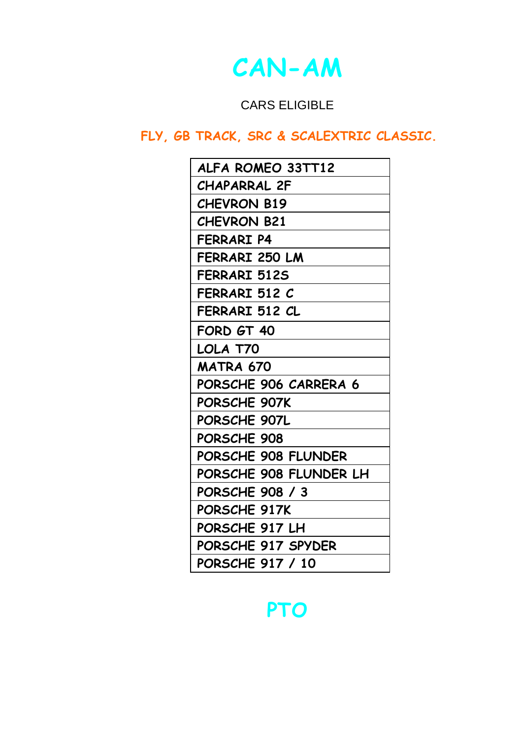# CAN-AM

CARS ELIGIBLE

**FLY, GB TRACK, SRC & SCALEXTRIC CLASSIC.**

| ALFA ROMEO 33TT12 |
|---|
| CHAPARRAL 2F |
| CHEVRON B19 |
| CHEVRON B21 |
| FERRARI P4 |
| FERRARI 250 LM |
| FERRARI 512S |
| FERRARI 512 C |
| FERRARI 512 CL |
| FORD GT 40 |
| LOLA T70 |
| MATRA 670 |
| PORSCHE 906 CARRERA 6 |
| PORSCHE 907K |
| PORSCHE 907L |
| PORSCHE 908 |
| PORSCHE 908 FLUNDER |
| PORSCHE 908 FLUNDER LH |
| PORSCHE 908 / 3 |
| PORSCHE 917K |
| PORSCHE 917 LH |
| PORSCHE 917 SPYDER |
| PORSCHE 917 / 10 |

**PTO**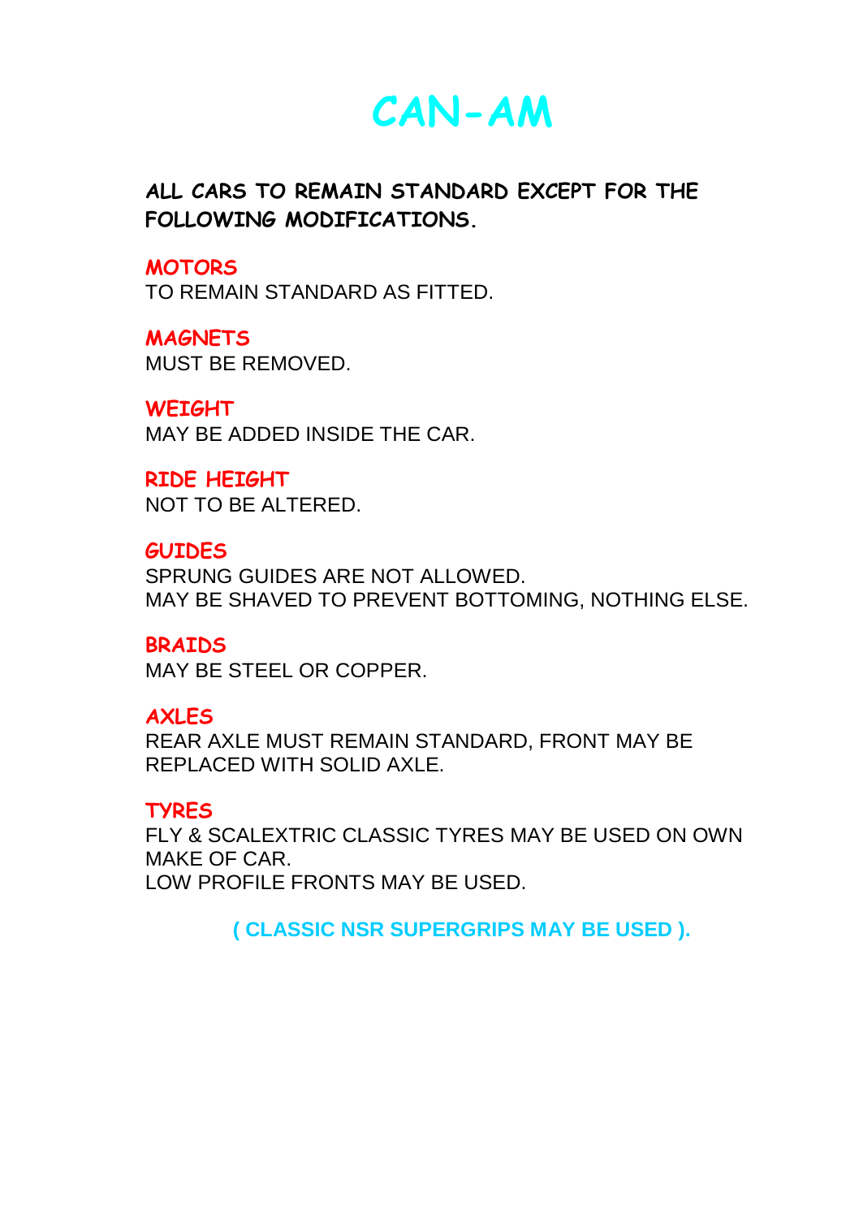# CAN-AM

**ALL CARS TO REMAIN STANDARD EXCEPT FOR THE FOLLOWING MODIFICATIONS.**

### MOTORS

TO REMAIN STANDARD AS FITTED.

### MAGNETS

MUST BE REMOVED.

### WEIGHT

MAY BE ADDED INSIDE THE CAR.

### RIDE HEIGHT

NOT TO BE ALTERED.

### GUIDES

SPRUNG GUIDES ARE NOT ALLOWED.
MAY BE SHAVED TO PREVENT BOTTOMING, NOTHING ELSE.

### BRAIDS

MAY BE STEEL OR COPPER.

### AXLES

REAR AXLE MUST REMAIN STANDARD, FRONT MAY BE REPLACED WITH SOLID AXLE.

### TYRES

FLY & SCALEXTRIC CLASSIC TYRES MAY BE USED ON OWN MAKE OF CAR.
LOW PROFILE FRONTS MAY BE USED.

**( CLASSIC NSR SUPERGRIPS MAY BE USED ).**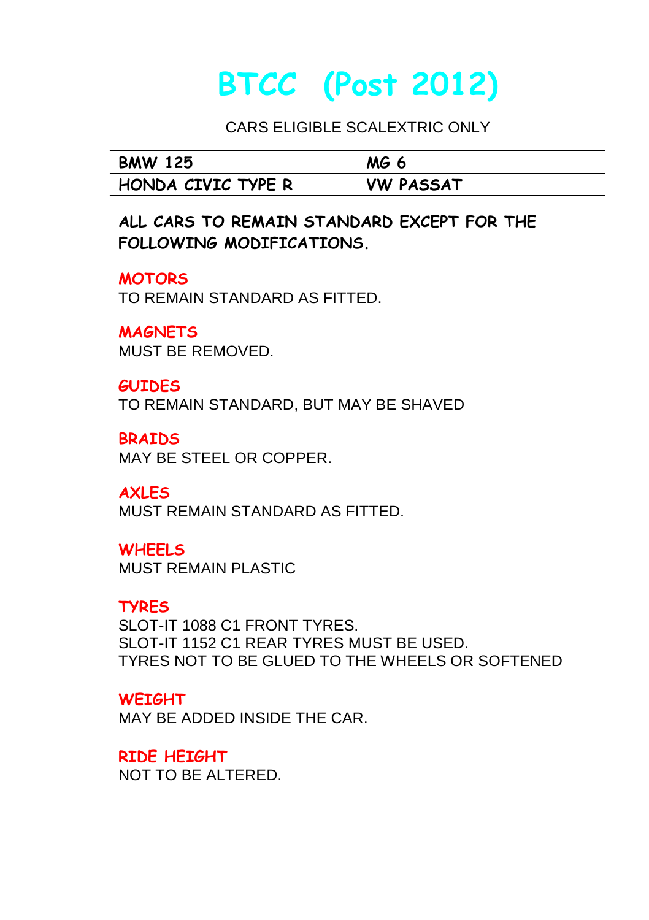# BTCC (Post 2012)

CARS ELIGIBLE SCALEXTRIC ONLY

| BMW 125 | MG 6 |
|---|---|
| HONDA CIVIC TYPE R | VW PASSAT |

**ALL CARS TO REMAIN STANDARD EXCEPT FOR THE FOLLOWING MODIFICATIONS.**

### MOTORS

TO REMAIN STANDARD AS FITTED.

### MAGNETS

MUST BE REMOVED.

### GUIDES

TO REMAIN STANDARD, BUT MAY BE SHAVED

### BRAIDS

MAY BE STEEL OR COPPER.

### AXLES

MUST REMAIN STANDARD AS FITTED.

### WHEELS

MUST REMAIN PLASTIC

### TYRES

SLOT-IT 1088 C1 FRONT TYRES.
SLOT-IT 1152 C1 REAR TYRES MUST BE USED.
TYRES NOT TO BE GLUED TO THE WHEELS OR SOFTENED

### WEIGHT

MAY BE ADDED INSIDE THE CAR.

### RIDE HEIGHT

NOT TO BE ALTERED.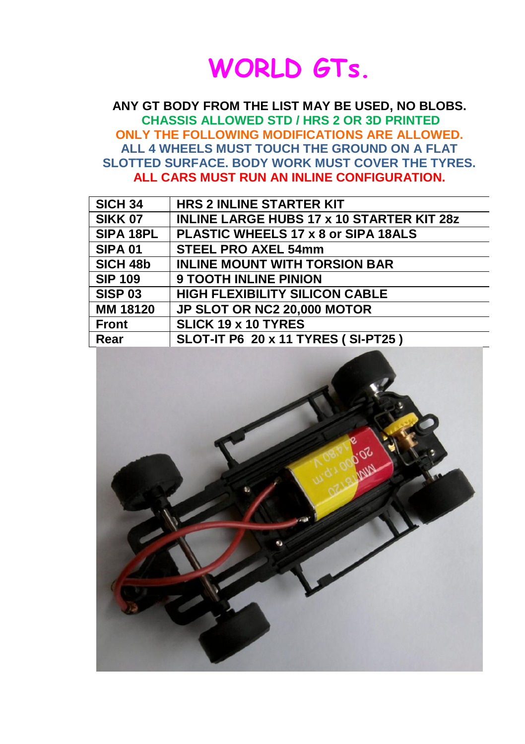# WORLD GTs.

**ANY GT BODY FROM THE LIST MAY BE USED, NO BLOBS.**
**CHASSIS ALLOWED STD / HRS 2 OR 3D PRINTED**
**ONLY THE FOLLOWING MODIFICATIONS ARE ALLOWED.**
**ALL 4 WHEELS MUST TOUCH THE GROUND ON A FLAT SLOTTED SURFACE. BODY WORK MUST COVER THE TYRES.**
**ALL CARS MUST RUN AN INLINE CONFIGURATION.**

| | |
|---|---|
| SICH 34 | HRS 2 INLINE STARTER KIT |
| SIKK 07 | INLINE LARGE HUBS 17 x 10 STARTER KIT 28z |
| SIPA 18PL | PLASTIC WHEELS 17 x 8 or SIPA 18ALS |
| SIPA 01 | STEEL PRO AXEL 54mm |
| SICH 48b | INLINE MOUNT WITH TORSION BAR |
| SIP 109 | 9 TOOTH INLINE PINION |
| SISP 03 | HIGH FLEXIBILITY SILICON CABLE |
| MM 18120 | JP SLOT OR NC2 20,000 MOTOR |
| Front | SLICK 19 x 10 TYRES |
| Rear | SLOT-IT P6 20 x 11 TYRES ( SI-PT25 ) |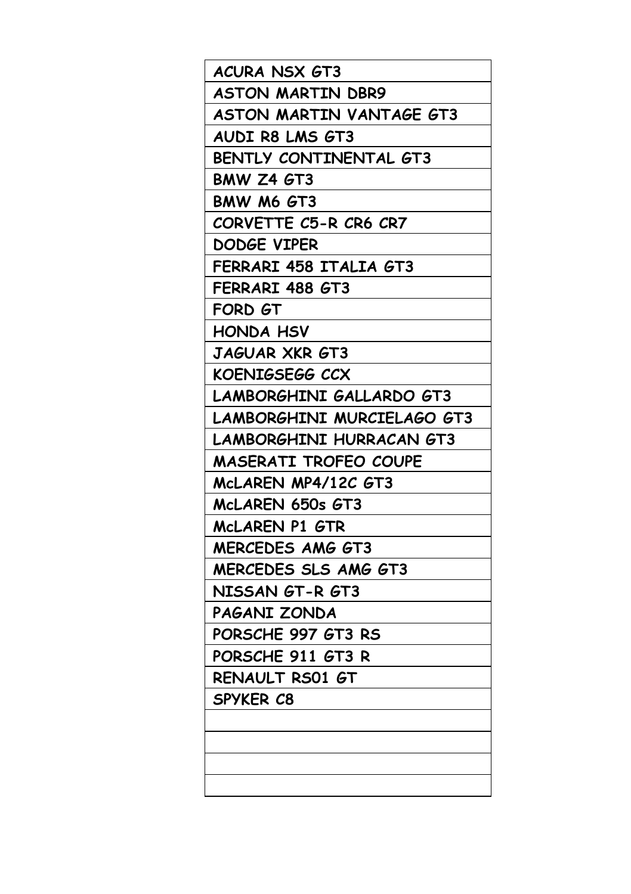| ACURA NSX GT3 |
| --- |
| ASTON MARTIN DBR9 |
| ASTON MARTIN VANTAGE GT3 |
| AUDI R8 LMS GT3 |
| BENTLY CONTINENTAL GT3 |
| BMW Z4 GT3 |
| BMW M6 GT3 |
| CORVETTE C5-R CR6 CR7 |
| DODGE VIPER |
| FERRARI 458 ITALIA GT3 |
| FERRARI 488 GT3 |
| FORD GT |
| HONDA HSV |
| JAGUAR XKR GT3 |
| KOENIGSEGG CCX |
| LAMBORGHINI GALLARDO GT3 |
| LAMBORGHINI MURCIELAGO GT3 |
| LAMBORGHINI HURRACAN GT3 |
| MASERATI TROFEO COUPE |
| McLAREN MP4/12C GT3 |
| McLAREN 650s GT3 |
| McLAREN P1 GTR |
| MERCEDES AMG GT3 |
| MERCEDES SLS AMG GT3 |
| NISSAN GT-R GT3 |
| PAGANI ZONDA |
| PORSCHE 997 GT3 RS |
| PORSCHE 911 GT3 R |
| RENAULT RS01 GT |
| SPYKER C8 |
| |
| |
| |
| |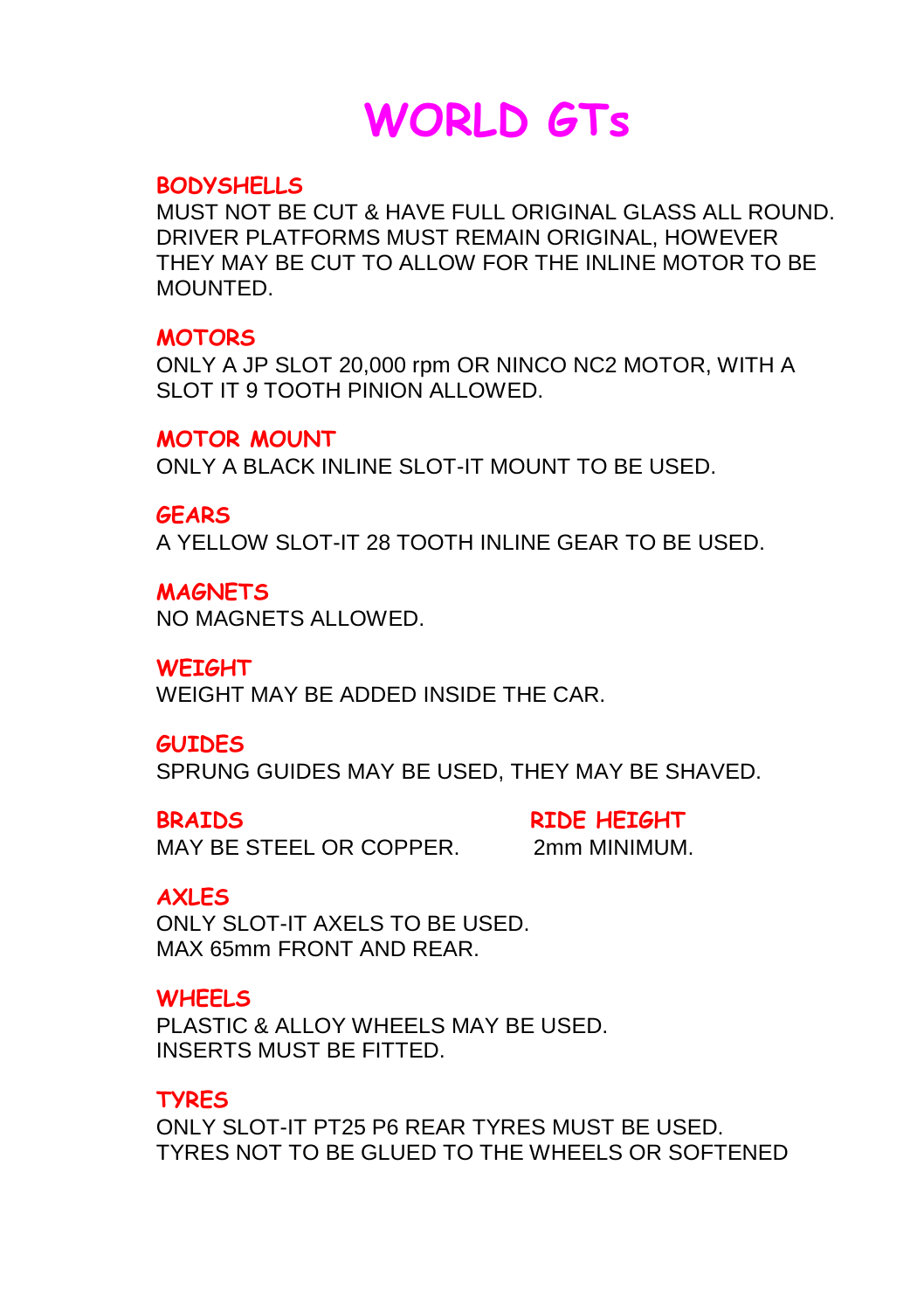# WORLD GTs

## BODYSHELLS

MUST NOT BE CUT & HAVE FULL ORIGINAL GLASS ALL ROUND. DRIVER PLATFORMS MUST REMAIN ORIGINAL, HOWEVER THEY MAY BE CUT TO ALLOW FOR THE INLINE MOTOR TO BE MOUNTED.

## MOTORS

ONLY A JP SLOT 20,000 rpm OR NINCO NC2 MOTOR, WITH A SLOT IT 9 TOOTH PINION ALLOWED.

## MOTOR MOUNT

ONLY A BLACK INLINE SLOT-IT MOUNT TO BE USED.

## GEARS

A YELLOW SLOT-IT 28 TOOTH INLINE GEAR TO BE USED.

## MAGNETS

NO MAGNETS ALLOWED.

## WEIGHT

WEIGHT MAY BE ADDED INSIDE THE CAR.

## GUIDES

SPRUNG GUIDES MAY BE USED, THEY MAY BE SHAVED.

## BRAIDS

MAY BE STEEL OR COPPER.

## RIDE HEIGHT

2mm MINIMUM.

## AXLES

ONLY SLOT-IT AXELS TO BE USED.
MAX 65mm FRONT AND REAR.

## WHEELS

PLASTIC & ALLOY WHEELS MAY BE USED.
INSERTS MUST BE FITTED.

## TYRES

ONLY SLOT-IT PT25 P6 REAR TYRES MUST BE USED.
TYRES NOT TO BE GLUED TO THE WHEELS OR SOFTENED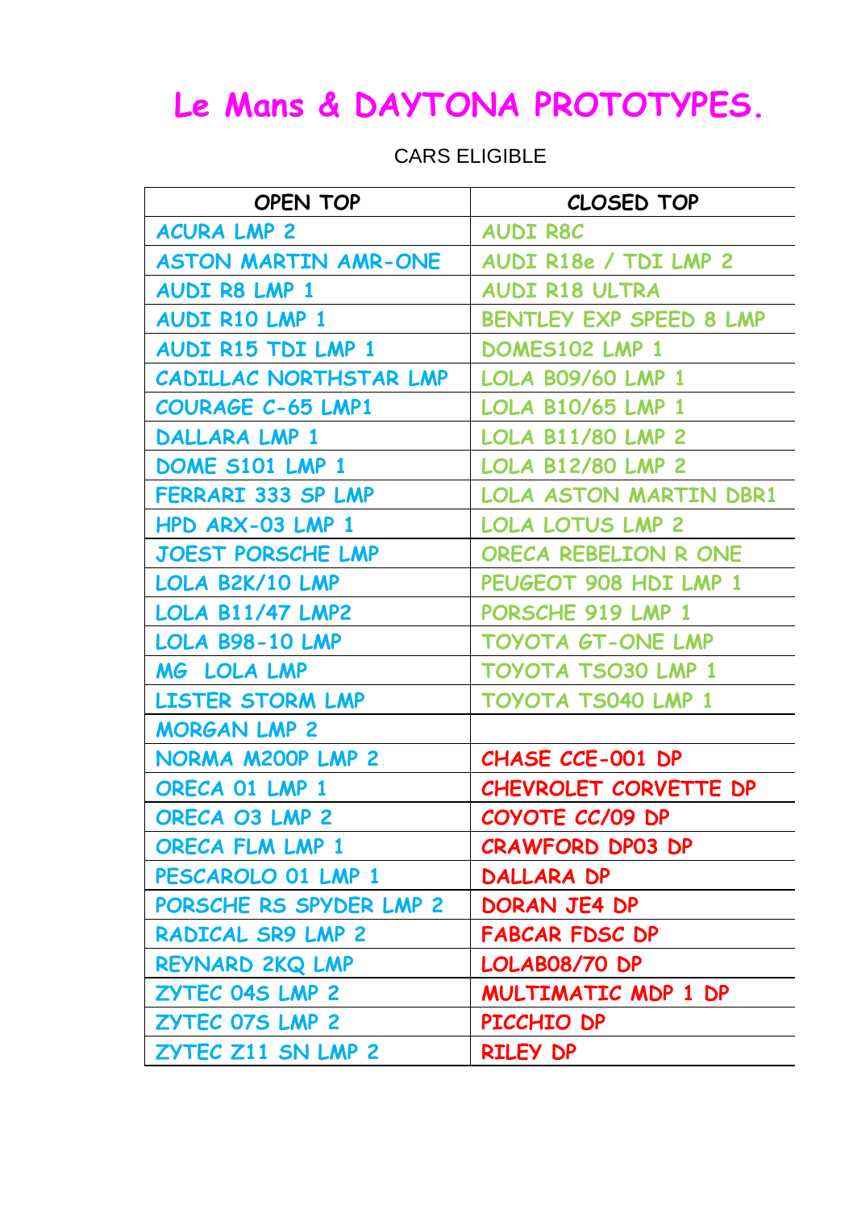# Le Mans & DAYTONA PROTOTYPES.

CARS ELIGIBLE

| OPEN TOP | CLOSED TOP |
|---|---|
| ACURA LMP 2 | AUDI R8C |
| ASTON MARTIN AMR-ONE | AUDI R18e / TDI LMP 2 |
| AUDI R8 LMP 1 | AUDI R18 ULTRA |
| AUDI R10 LMP 1 | BENTLEY EXP SPEED 8 LMP |
| AUDI R15 TDI LMP 1 | DOMES102 LMP 1 |
| CADILLAC NORTHSTAR LMP | LOLA B09/60 LMP 1 |
| COURAGE C-65 LMP1 | LOLA B10/65 LMP 1 |
| DALLARA LMP 1 | LOLA B11/80 LMP 2 |
| DOME S101 LMP 1 | LOLA B12/80 LMP 2 |
| FERRARI 333 SP LMP | LOLA ASTON MARTIN DBR1 |
| HPD ARX-03 LMP 1 | LOLA LOTUS LMP 2 |
| JOEST PORSCHE LMP | ORECA REBELION R ONE |
| LOLA B2K/10 LMP | PEUGEOT 908 HDI LMP 1 |
| LOLA B11/47 LMP2 | PORSCHE 919 LMP 1 |
| LOLA B98-10 LMP | TOYOTA GT-ONE LMP |
| MG LOLA LMP | TOYOTA TS030 LMP 1 |
| LISTER STORM LMP | TOYOTA TS040 LMP 1 |
| MORGAN LMP 2 | |
| NORMA M200P LMP 2 | CHASE CCE-001 DP |
| ORECA 01 LMP 1 | CHEVROLET CORVETTE DP |
| ORECA 03 LMP 2 | COYOTE CC/09 DP |
| ORECA FLM LMP 1 | CRAWFORD DP03 DP |
| PESCAROLO 01 LMP 1 | DALLARA DP |
| PORSCHE RS SPYDER LMP 2 | DORAN JE4 DP |
| RADICAL SR9 LMP 2 | FABCAR FDSC DP |
| REYNARD 2KQ LMP | LOLAB08/70 DP |
| ZYTEC 04S LMP 2 | MULTIMATIC MDP 1 DP |
| ZYTEC 07S LMP 2 | PICCHIO DP |
| ZYTEC Z11 SN LMP 2 | RILEY DP |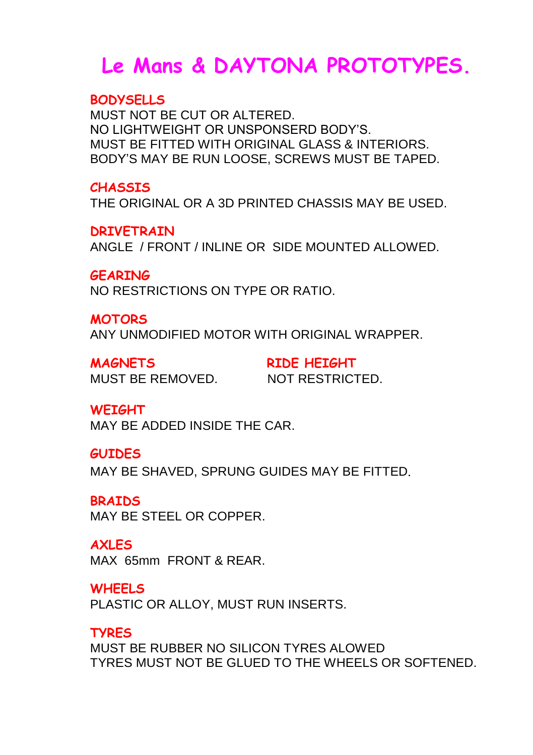# Le Mans & DAYTONA PROTOTYPES.

## BODYSELLS

MUST NOT BE CUT OR ALTERED.
NO LIGHTWEIGHT OR UNSPONSERD BODY'S.
MUST BE FITTED WITH ORIGINAL GLASS & INTERIORS.
BODY'S MAY BE RUN LOOSE, SCREWS MUST BE TAPED.

## CHASSIS

THE ORIGINAL OR A 3D PRINTED CHASSIS MAY BE USED.

## DRIVETRAIN

ANGLE / FRONT / INLINE OR SIDE MOUNTED ALLOWED.

## GEARING

NO RESTRICTIONS ON TYPE OR RATIO.

## MOTORS

ANY UNMODIFIED MOTOR WITH ORIGINAL WRAPPER.

## MAGNETS

MUST BE REMOVED.

## RIDE HEIGHT

NOT RESTRICTED.

## WEIGHT

MAY BE ADDED INSIDE THE CAR.

## GUIDES

MAY BE SHAVED, SPRUNG GUIDES MAY BE FITTED.

## BRAIDS

MAY BE STEEL OR COPPER.

## AXLES

MAX 65mm FRONT & REAR.

## WHEELS

PLASTIC OR ALLOY, MUST RUN INSERTS.

## TYRES

MUST BE RUBBER NO SILICON TYRES ALOWED
TYRES MUST NOT BE GLUED TO THE WHEELS OR SOFTENED.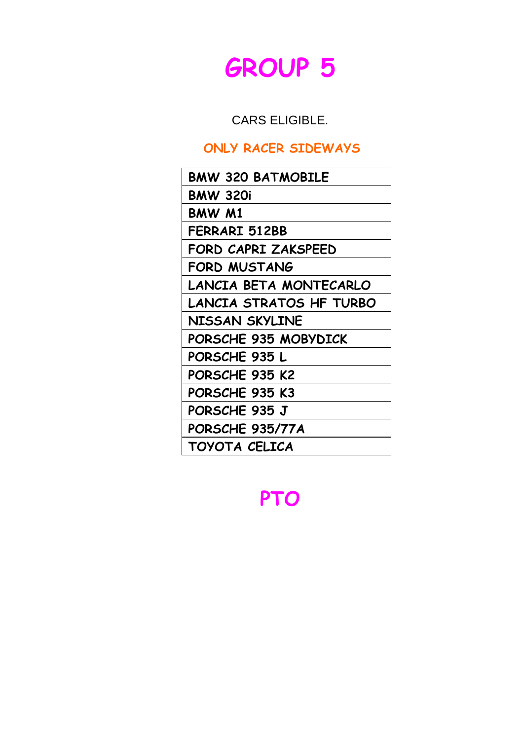# GROUP 5

CARS ELIGIBLE.

**ONLY RACER SIDEWAYS**

| BMW 320 BATMOBILE |
|---|
| BMW 320i |
| BMW M1 |
| FERRARI 512BB |
| FORD CAPRI ZAKSPEED |
| FORD MUSTANG |
| LANCIA BETA MONTECARLO |
| LANCIA STRATOS HF TURBO |
| NISSAN SKYLINE |
| PORSCHE 935 MOBYDICK |
| PORSCHE 935 L |
| PORSCHE 935 K2 |
| PORSCHE 935 K3 |
| PORSCHE 935 J |
| PORSCHE 935/77A |
| TOYOTA CELICA |

**PTO**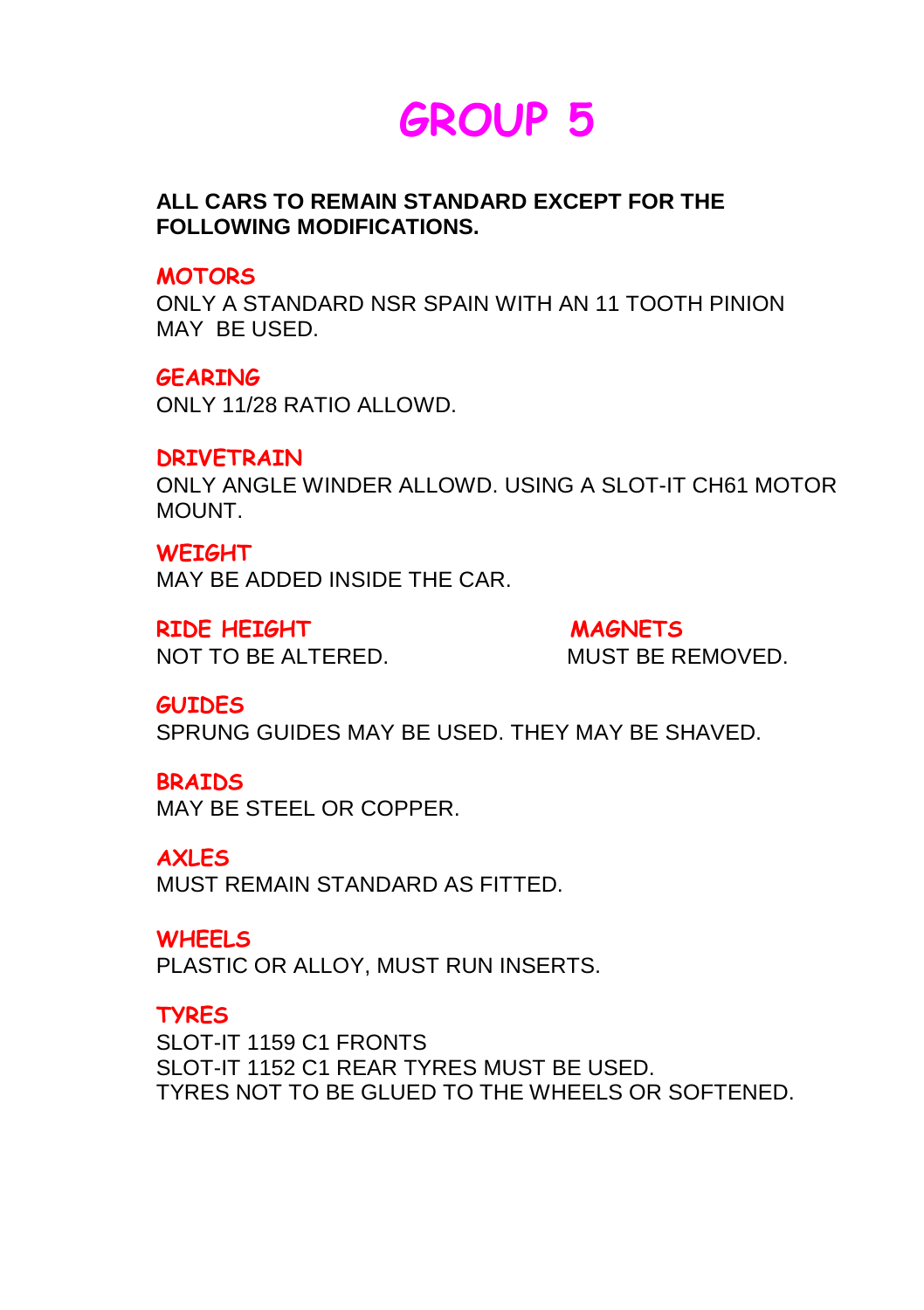# GROUP 5

**ALL CARS TO REMAIN STANDARD EXCEPT FOR THE FOLLOWING MODIFICATIONS.**

## MOTORS

ONLY A STANDARD NSR SPAIN WITH AN 11 TOOTH PINION MAY BE USED.

## GEARING

ONLY 11/28 RATIO ALLOWD.

## DRIVETRAIN

ONLY ANGLE WINDER ALLOWD. USING A SLOT-IT CH61 MOTOR MOUNT.

## WEIGHT

MAY BE ADDED INSIDE THE CAR.

## RIDE HEIGHT

NOT TO BE ALTERED.

## MAGNETS

MUST BE REMOVED.

## GUIDES

SPRUNG GUIDES MAY BE USED. THEY MAY BE SHAVED.

## BRAIDS

MAY BE STEEL OR COPPER.

## AXLES

MUST REMAIN STANDARD AS FITTED.

## WHEELS

PLASTIC OR ALLOY, MUST RUN INSERTS.

## TYRES

SLOT-IT 1159 C1 FRONTS
SLOT-IT 1152 C1 REAR TYRES MUST BE USED.
TYRES NOT TO BE GLUED TO THE WHEELS OR SOFTENED.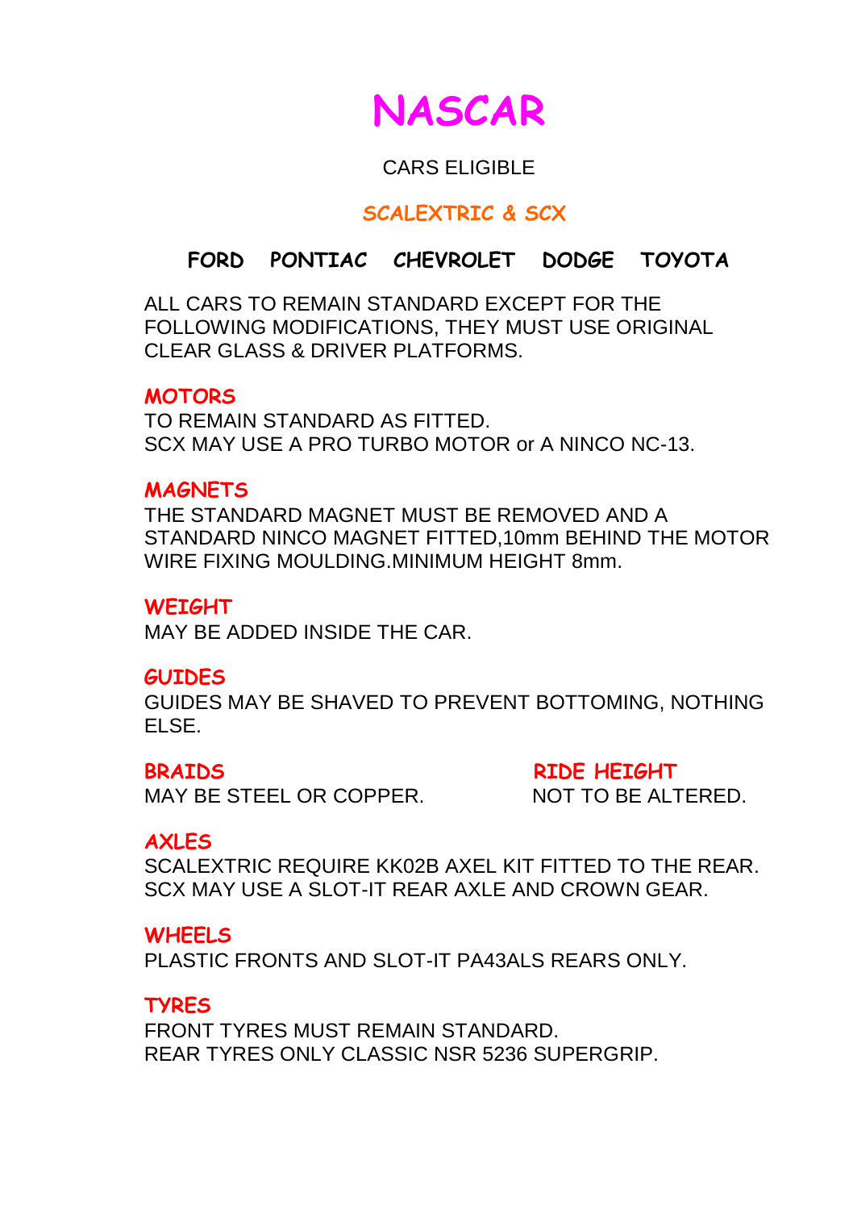# NASCAR

CARS ELIGIBLE

## SCALEXTRIC & SCX

**FORD PONTIAC CHEVROLET DODGE TOYOTA**

ALL CARS TO REMAIN STANDARD EXCEPT FOR THE FOLLOWING MODIFICATIONS, THEY MUST USE ORIGINAL CLEAR GLASS & DRIVER PLATFORMS.

### MOTORS

TO REMAIN STANDARD AS FITTED.
SCX MAY USE A PRO TURBO MOTOR or A NINCO NC-13.

### MAGNETS

THE STANDARD MAGNET MUST BE REMOVED AND A STANDARD NINCO MAGNET FITTED,10mm BEHIND THE MOTOR WIRE FIXING MOULDING.MINIMUM HEIGHT 8mm.

### WEIGHT

MAY BE ADDED INSIDE THE CAR.

### GUIDES

GUIDES MAY BE SHAVED TO PREVENT BOTTOMING, NOTHING ELSE.

### BRAIDS

MAY BE STEEL OR COPPER.

### RIDE HEIGHT

NOT TO BE ALTERED.

### AXLES

SCALEXTRIC REQUIRE KK02B AXEL KIT FITTED TO THE REAR.
SCX MAY USE A SLOT-IT REAR AXLE AND CROWN GEAR.

### WHEELS

PLASTIC FRONTS AND SLOT-IT PA43ALS REARS ONLY.

### TYRES

FRONT TYRES MUST REMAIN STANDARD.
REAR TYRES ONLY CLASSIC NSR 5236 SUPERGRIP.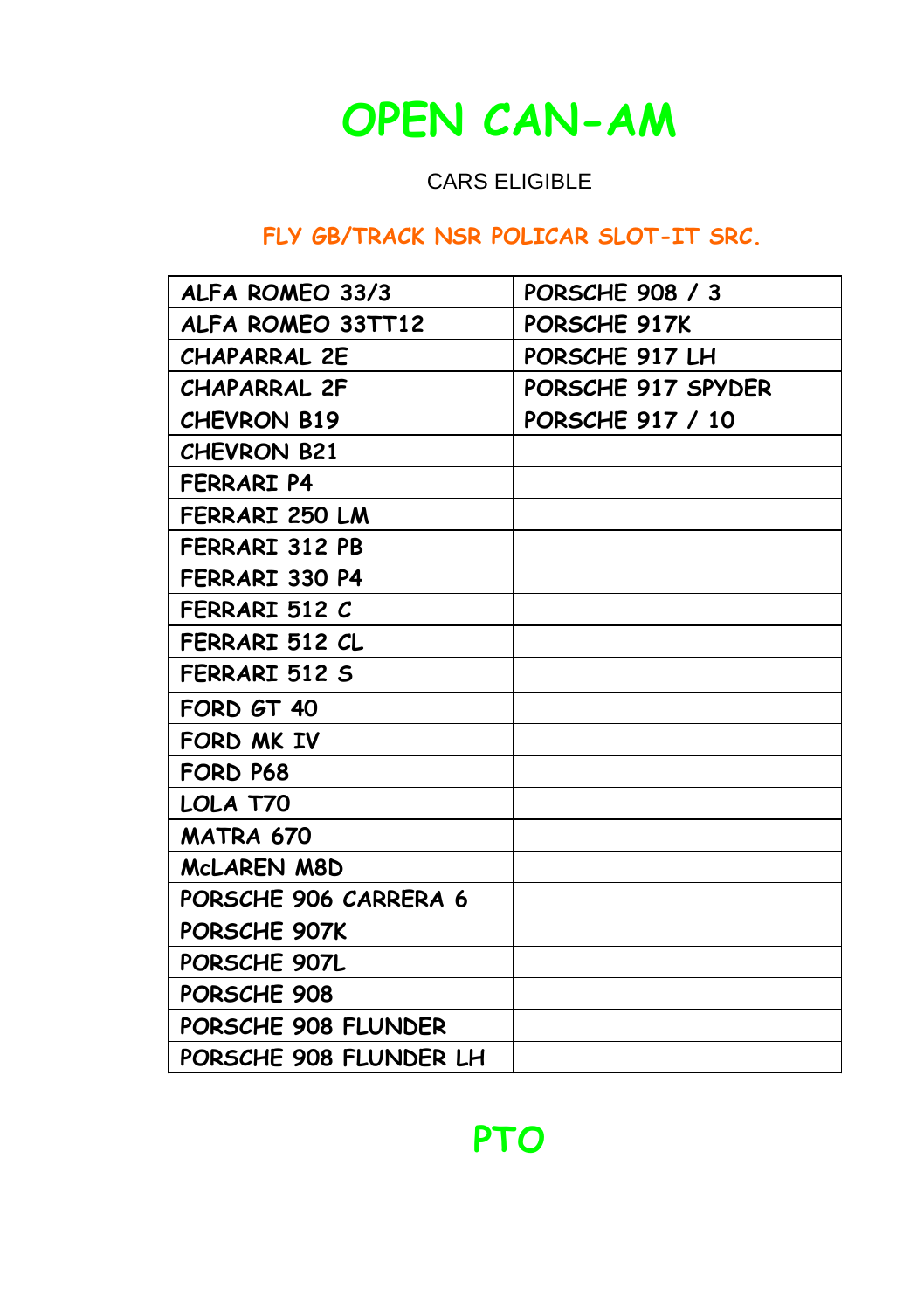# OPEN CAN-AM

CARS ELIGIBLE

**FLY GB/TRACK NSR POLICAR SLOT-IT SRC.**

| | |
|---|---|
| ALFA ROMEO 33/3 | PORSCHE 908 / 3 |
| ALFA ROMEO 33TT12 | PORSCHE 917K |
| CHAPARRAL 2E | PORSCHE 917 LH |
| CHAPARRAL 2F | PORSCHE 917 SPYDER |
| CHEVRON B19 | PORSCHE 917 / 10 |
| CHEVRON B21 | |
| FERRARI P4 | |
| FERRARI 250 LM | |
| FERRARI 312 PB | |
| FERRARI 330 P4 | |
| FERRARI 512 C | |
| FERRARI 512 CL | |
| FERRARI 512 S | |
| FORD GT 40 | |
| FORD MK IV | |
| FORD P68 | |
| LOLA T70 | |
| MATRA 670 | |
| McLAREN M8D | |
| PORSCHE 906 CARRERA 6 | |
| PORSCHE 907K | |
| PORSCHE 907L | |
| PORSCHE 908 | |
| PORSCHE 908 FLUNDER | |
| PORSCHE 908 FLUNDER LH | |

**PTO**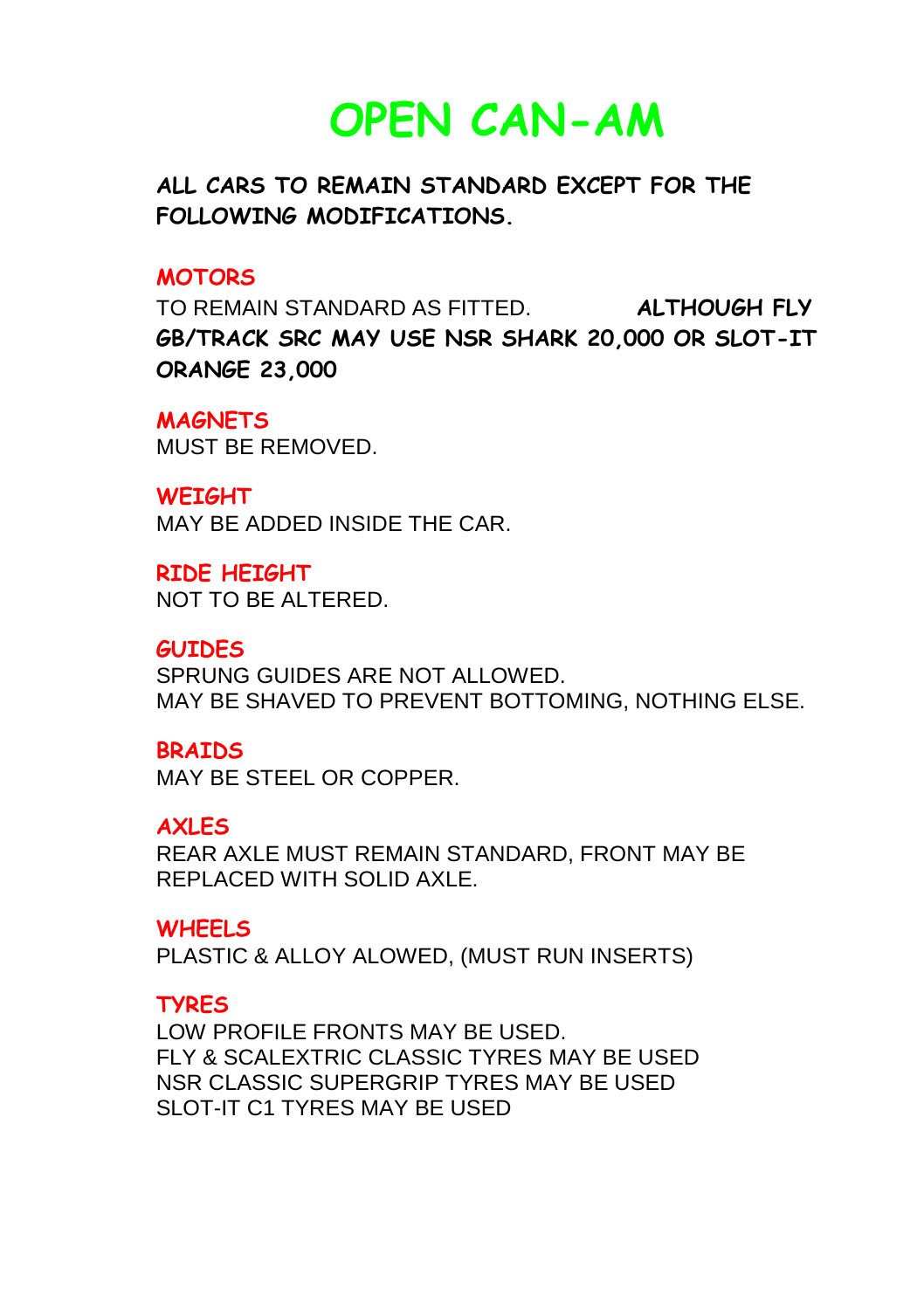# OPEN CAN-AM

**ALL CARS TO REMAIN STANDARD EXCEPT FOR THE FOLLOWING MODIFICATIONS.**

## MOTORS

TO REMAIN STANDARD AS FITTED. **ALTHOUGH FLY GB/TRACK SRC MAY USE NSR SHARK 20,000 OR SLOT-IT ORANGE 23,000**

## MAGNETS

MUST BE REMOVED.

## WEIGHT

MAY BE ADDED INSIDE THE CAR.

## RIDE HEIGHT

NOT TO BE ALTERED.

## GUIDES

SPRUNG GUIDES ARE NOT ALLOWED.
MAY BE SHAVED TO PREVENT BOTTOMING, NOTHING ELSE.

## BRAIDS

MAY BE STEEL OR COPPER.

## AXLES

REAR AXLE MUST REMAIN STANDARD, FRONT MAY BE REPLACED WITH SOLID AXLE.

## WHEELS

PLASTIC & ALLOY ALOWED, (MUST RUN INSERTS)

## TYRES

LOW PROFILE FRONTS MAY BE USED.
FLY & SCALEXTRIC CLASSIC TYRES MAY BE USED
NSR CLASSIC SUPERGRIP TYRES MAY BE USED
SLOT-IT C1 TYRES MAY BE USED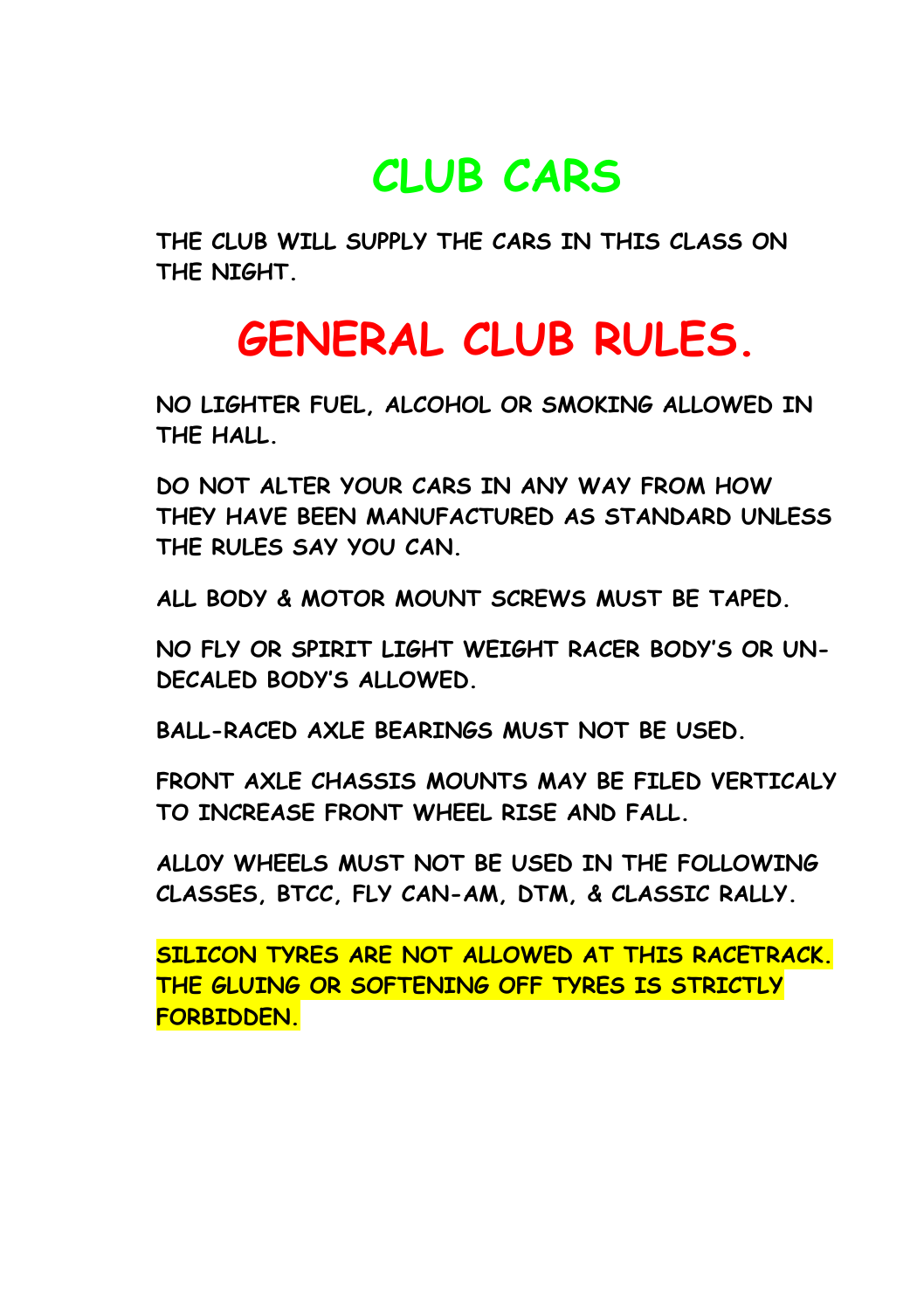# CLUB CARS

THE CLUB WILL SUPPLY THE CARS IN THIS CLASS ON THE NIGHT.

# GENERAL CLUB RULES.

NO LIGHTER FUEL, ALCOHOL OR SMOKING ALLOWED IN THE HALL.

DO NOT ALTER YOUR CARS IN ANY WAY FROM HOW THEY HAVE BEEN MANUFACTURED AS STANDARD UNLESS THE RULES SAY YOU CAN.

ALL BODY & MOTOR MOUNT SCREWS MUST BE TAPED.

NO FLY OR SPIRIT LIGHT WEIGHT RACER BODY'S OR UN-DECALED BODY'S ALLOWED.

BALL-RACED AXLE BEARINGS MUST NOT BE USED.

FRONT AXLE CHASSIS MOUNTS MAY BE FILED VERTICALY TO INCREASE FRONT WHEEL RISE AND FALL.

ALL0Y WHEELS MUST NOT BE USED IN THE FOLLOWING CLASSES, BTCC, FLY CAN-AM, DTM, & CLASSIC RALLY.

SILICON TYRES ARE NOT ALLOWED AT THIS RACETRACK. THE GLUING OR SOFTENING OFF TYRES IS STRICTLY FORBIDDEN.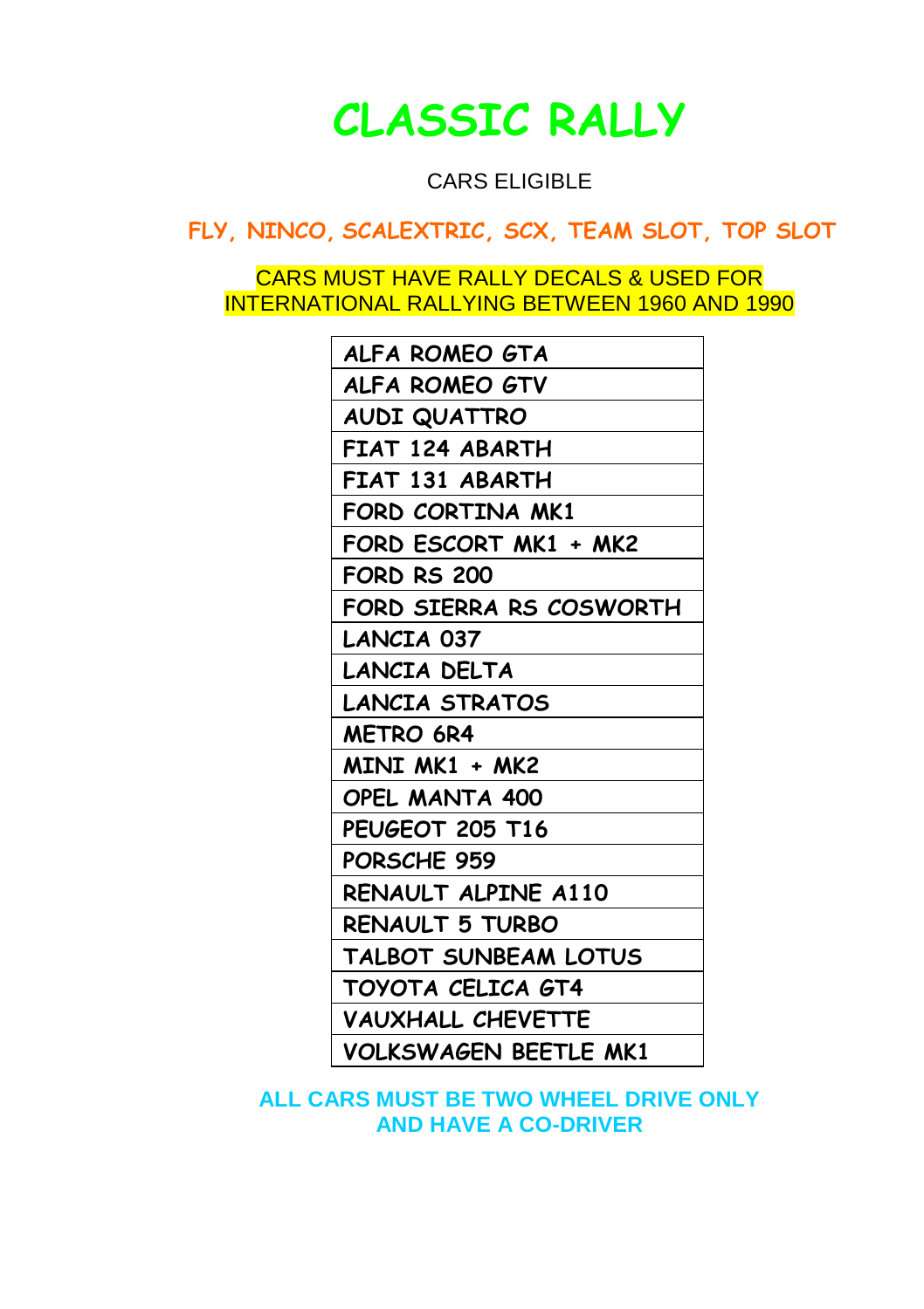# CLASSIC RALLY

CARS ELIGIBLE

**FLY, NINCO, SCALEXTRIC, SCX, TEAM SLOT, TOP SLOT**

CARS MUST HAVE RALLY DECALS & USED FOR INTERNATIONAL RALLYING BETWEEN 1960 AND 1990

| |
|---|
| ALFA ROMEO GTA |
| ALFA ROMEO GTV |
| AUDI QUATTRO |
| FIAT 124 ABARTH |
| FIAT 131 ABARTH |
| FORD CORTINA MK1 |
| FORD ESCORT MK1 + MK2 |
| FORD RS 200 |
| FORD SIERRA RS COSWORTH |
| LANCIA 037 |
| LANCIA DELTA |
| LANCIA STRATOS |
| METRO 6R4 |
| MINI MK1 + MK2 |
| OPEL MANTA 400 |
| PEUGEOT 205 T16 |
| PORSCHE 959 |
| RENAULT ALPINE A110 |
| RENAULT 5 TURBO |
| TALBOT SUNBEAM LOTUS |
| TOYOTA CELICA GT4 |
| VAUXHALL CHEVETTE |
| VOLKSWAGEN BEETLE MK1 |

**ALL CARS MUST BE TWO WHEEL DRIVE ONLY AND HAVE A CO-DRIVER**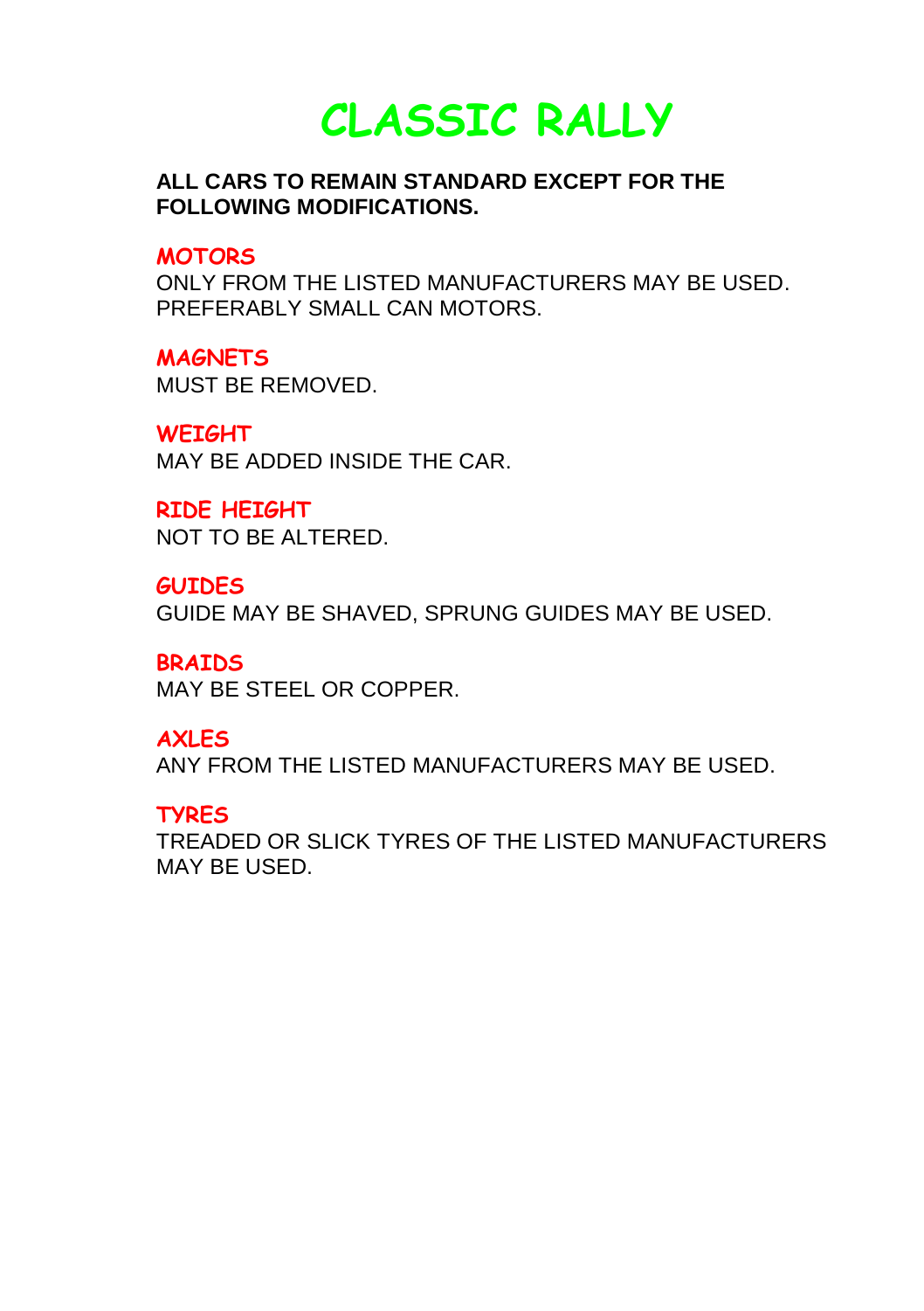# CLASSIC RALLY

**ALL CARS TO REMAIN STANDARD EXCEPT FOR THE FOLLOWING MODIFICATIONS.**

### MOTORS

ONLY FROM THE LISTED MANUFACTURERS MAY BE USED. PREFERABLY SMALL CAN MOTORS.

### MAGNETS

MUST BE REMOVED.

### WEIGHT

MAY BE ADDED INSIDE THE CAR.

### RIDE HEIGHT

NOT TO BE ALTERED.

### GUIDES

GUIDE MAY BE SHAVED, SPRUNG GUIDES MAY BE USED.

### BRAIDS

MAY BE STEEL OR COPPER.

### AXLES

ANY FROM THE LISTED MANUFACTURERS MAY BE USED.

### TYRES

TREADED OR SLICK TYRES OF THE LISTED MANUFACTURERS MAY BE USED.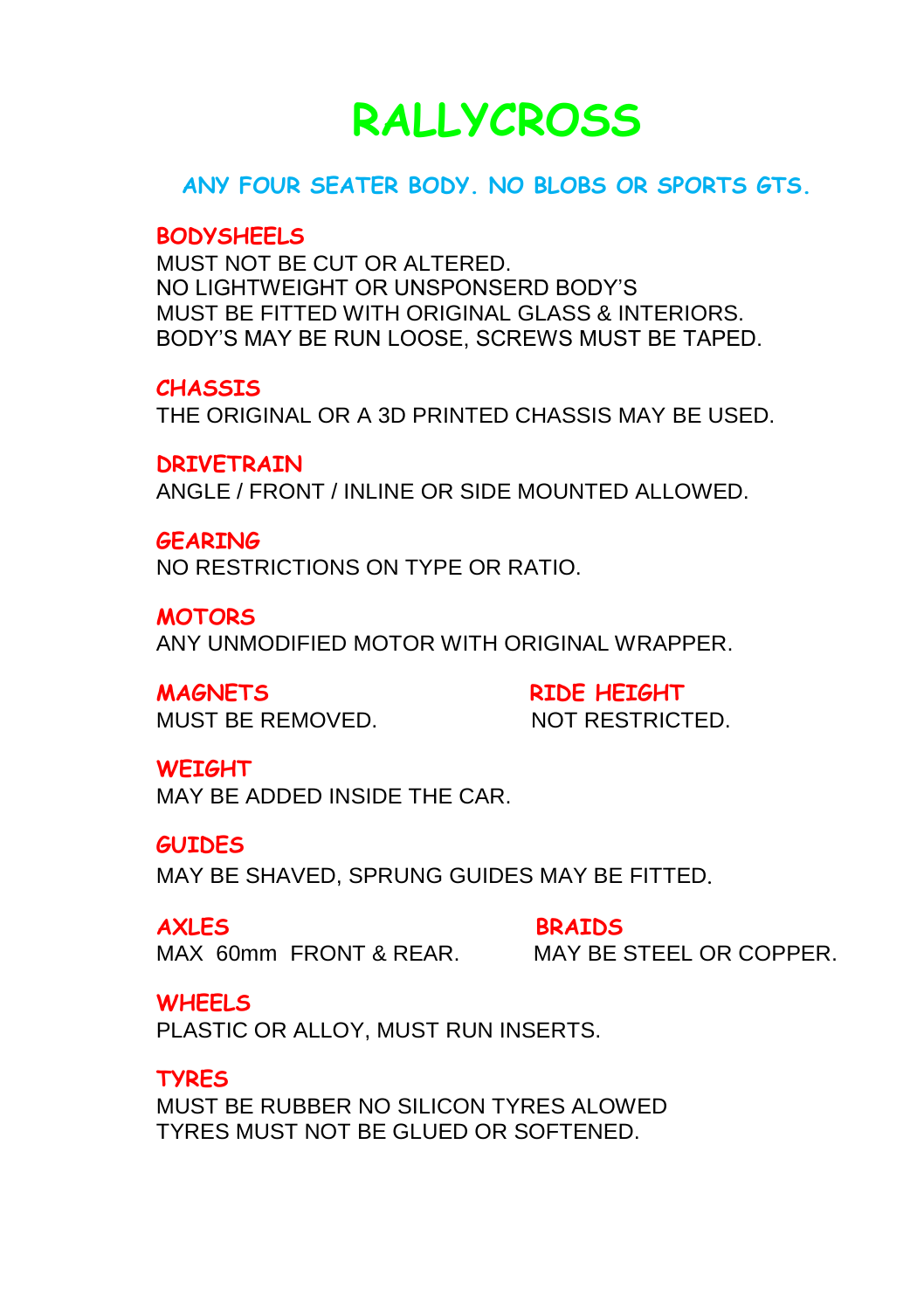# RALLYCROSS

## ANY FOUR SEATER BODY. NO BLOBS OR SPORTS GTS.

### BODYSHEELS

MUST NOT BE CUT OR ALTERED.
NO LIGHTWEIGHT OR UNSPONSERD BODY'S
MUST BE FITTED WITH ORIGINAL GLASS & INTERIORS.
BODY'S MAY BE RUN LOOSE, SCREWS MUST BE TAPED.

### CHASSIS

THE ORIGINAL OR A 3D PRINTED CHASSIS MAY BE USED.

### DRIVETRAIN

ANGLE / FRONT / INLINE OR SIDE MOUNTED ALLOWED.

### GEARING

NO RESTRICTIONS ON TYPE OR RATIO.

### MOTORS

ANY UNMODIFIED MOTOR WITH ORIGINAL WRAPPER.

### MAGNETS

MUST BE REMOVED.

### RIDE HEIGHT

NOT RESTRICTED.

### WEIGHT

MAY BE ADDED INSIDE THE CAR.

### GUIDES

MAY BE SHAVED, SPRUNG GUIDES MAY BE FITTED.

### AXLES

MAX 60mm FRONT & REAR.

### BRAIDS

MAY BE STEEL OR COPPER.

### WHEELS

PLASTIC OR ALLOY, MUST RUN INSERTS.

### TYRES

MUST BE RUBBER NO SILICON TYRES ALOWED
TYRES MUST NOT BE GLUED OR SOFTENED.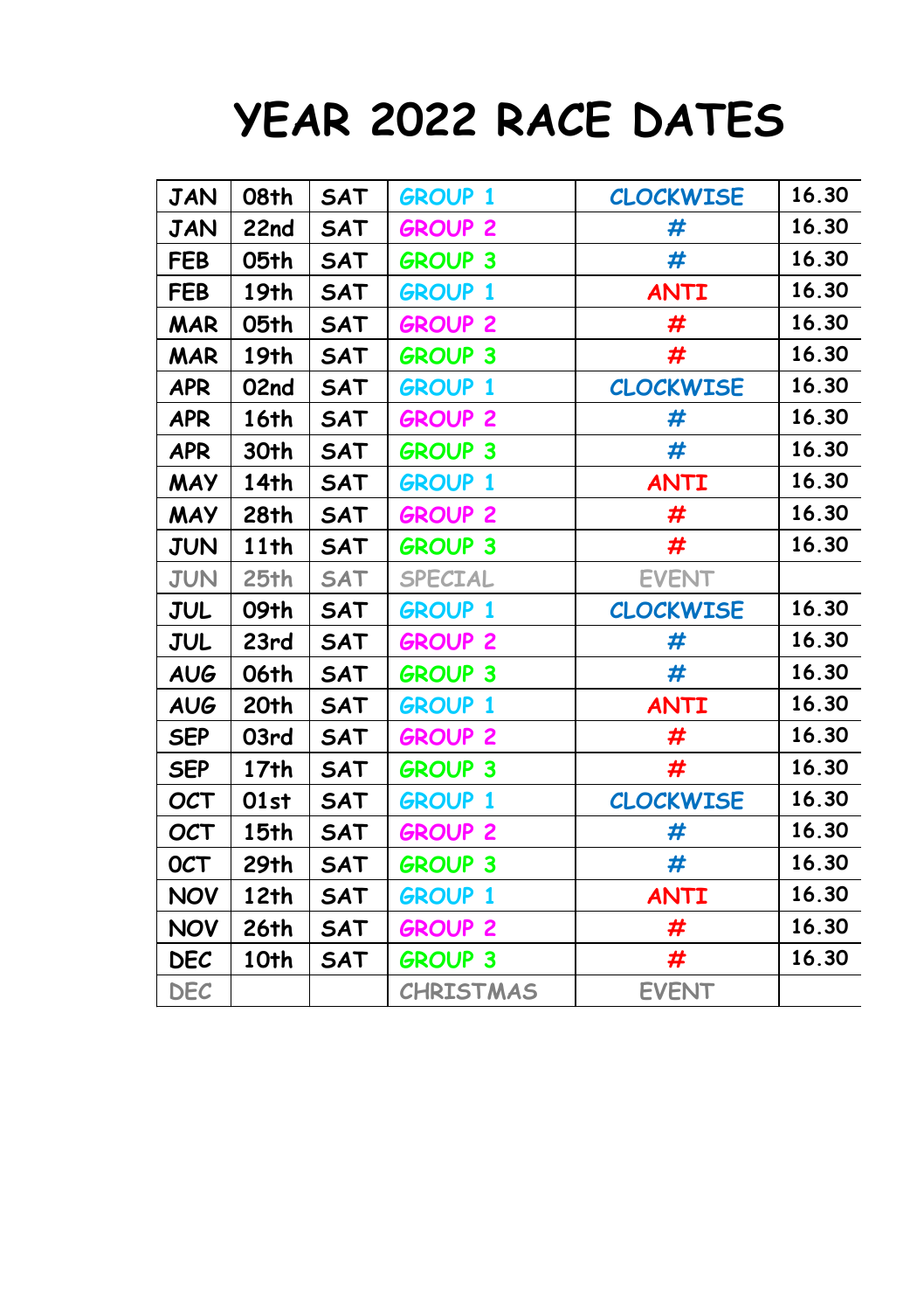# YEAR 2022 RACE DATES

| | | | | | |
|---|---|---|---|---|---|
| JAN | 08th | SAT | GROUP 1 | CLOCKWISE | 16.30 |
| JAN | 22nd | SAT | GROUP 2 | # | 16.30 |
| FEB | 05th | SAT | GROUP 3 | # | 16.30 |
| FEB | 19th | SAT | GROUP 1 | ANTI | 16.30 |
| MAR | 05th | SAT | GROUP 2 | # | 16.30 |
| MAR | 19th | SAT | GROUP 3 | # | 16.30 |
| APR | 02nd | SAT | GROUP 1 | CLOCKWISE | 16.30 |
| APR | 16th | SAT | GROUP 2 | # | 16.30 |
| APR | 30th | SAT | GROUP 3 | # | 16.30 |
| MAY | 14th | SAT | GROUP 1 | ANTI | 16.30 |
| MAY | 28th | SAT | GROUP 2 | # | 16.30 |
| JUN | 11th | SAT | GROUP 3 | # | 16.30 |
| JUN | 25th | SAT | SPECIAL | EVENT | |
| JUL | 09th | SAT | GROUP 1 | CLOCKWISE | 16.30 |
| JUL | 23rd | SAT | GROUP 2 | # | 16.30 |
| AUG | 06th | SAT | GROUP 3 | # | 16.30 |
| AUG | 20th | SAT | GROUP 1 | ANTI | 16.30 |
| SEP | 03rd | SAT | GROUP 2 | # | 16.30 |
| SEP | 17th | SAT | GROUP 3 | # | 16.30 |
| OCT | 01st | SAT | GROUP 1 | CLOCKWISE | 16.30 |
| OCT | 15th | SAT | GROUP 2 | # | 16.30 |
| OCT | 29th | SAT | GROUP 3 | # | 16.30 |
| NOV | 12th | SAT | GROUP 1 | ANTI | 16.30 |
| NOV | 26th | SAT | GROUP 2 | # | 16.30 |
| DEC | 10th | SAT | GROUP 3 | # | 16.30 |
| DEC | | | CHRISTMAS | EVENT | |